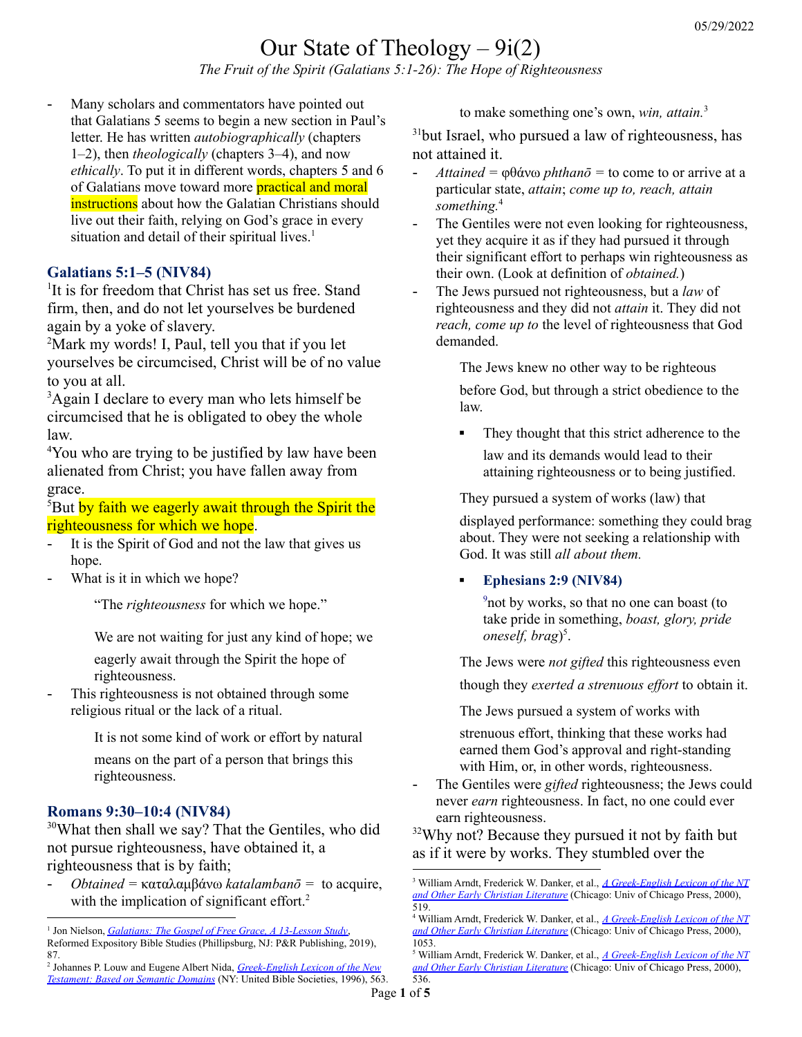# Our State of Theology – 9i(2)

*The Fruit of the Spirit (Galatians 5:1-26): The Hope of Righteousness*

- Many scholars and commentators have pointed out that Galatians 5 seems to begin a new section in Paul's letter. He has written *autobiographically* (chapters 1–2), then *theologically* (chapters 3–4), and now *ethically*. To put it in different words, chapters 5 and 6 of Galatians move toward more practical and moral instructions about how the Galatian Christians should live out their faith, relying on God's grace in every situation and detail of their spiritual lives.[1]

## Galatians 5:1–5 (NIV84)

[1]It is for freedom that Christ has set us free. Stand firm, then, and do not let yourselves be burdened again by a yoke of slavery.
[2]Mark my words! I, Paul, tell you that if you let yourselves be circumcised, Christ will be of no value to you at all.
[3]Again I declare to every man who lets himself be circumcised that he is obligated to obey the whole law.
[4]You who are trying to be justified by law have been alienated from Christ; you have fallen away from grace.
[5]But by faith we eagerly await through the Spirit the righteousness for which we hope.

- It is the Spirit of God and not the law that gives us hope.
- What is it in which we hope?

  "The *righteousness* for which we hope."

  We are not waiting for just any kind of hope; we eagerly await through the Spirit the hope of righteousness.
- This righteousness is not obtained through some religious ritual or the lack of a ritual.

  It is not some kind of work or effort by natural means on the part of a person that brings this righteousness.

## Romans 9:30–10:4 (NIV84)

[30]What then shall we say? That the Gentiles, who did not pursue righteousness, have obtained it, a righteousness that is by faith;

- *Obtained* = καταλαμβάνω *katalambanō* = to acquire, with the implication of significant effort.[2]

  to make something one's own, *win, attain.*[3]

[31]but Israel, who pursued a law of righteousness, has not attained it.

- *Attained* = φθάνω *phthanō* = to come to or arrive at a particular state, *attain*; *come up to, reach, attain something.*[4]
- The Gentiles were not even looking for righteousness, yet they acquire it as if they had pursued it through their significant effort to perhaps win righteousness as their own. (Look at definition of *obtained.*)
- The Jews pursued not righteousness, but a *law* of righteousness and they did not *attain* it. They did not *reach, come up to* the level of righteousness that God demanded.

  The Jews knew no other way to be righteous before God, but through a strict obedience to the law.

  - They thought that this strict adherence to the law and its demands would lead to their attaining righteousness or to being justified.

  They pursued a system of works (law) that displayed performance: something they could brag about. They were not seeking a relationship with God. It was still *all about them.*

  - **Ephesians 2:9 (NIV84)**

    [9]not by works, so that no one can boast (to take pride in something, *boast, glory, pride oneself, brag*)[5].

  The Jews were *not gifted* this righteousness even though they *exerted a strenuous effort* to obtain it.

  The Jews pursued a system of works with strenuous effort, thinking that these works had earned them God's approval and right-standing with Him, or, in other words, righteousness.
- The Gentiles were *gifted* righteousness; the Jews could never *earn* righteousness. In fact, no one could ever earn righteousness.

[32]Why not? Because they pursued it not by faith but as if it were by works. They stumbled over the

---

[1] Jon Nielson, *Galatians: The Gospel of Free Grace, A 13-Lesson Study*, Reformed Expository Bible Studies (Phillipsburg, NJ: P&R Publishing, 2019), 87.

[2] Johannes P. Louw and Eugene Albert Nida, *Greek-English Lexicon of the New Testament: Based on Semantic Domains* (NY: United Bible Societies, 1996), 563.

[3] William Arndt, Frederick W. Danker, et al., *A Greek-English Lexicon of the NT and Other Early Christian Literature* (Chicago: Univ of Chicago Press, 2000), 519.

[4] William Arndt, Frederick W. Danker, et al., *A Greek-English Lexicon of the NT and Other Early Christian Literature* (Chicago: Univ of Chicago Press, 2000), 1053.

[5] William Arndt, Frederick W. Danker, et al., *A Greek-English Lexicon of the NT and Other Early Christian Literature* (Chicago: Univ of Chicago Press, 2000), 536.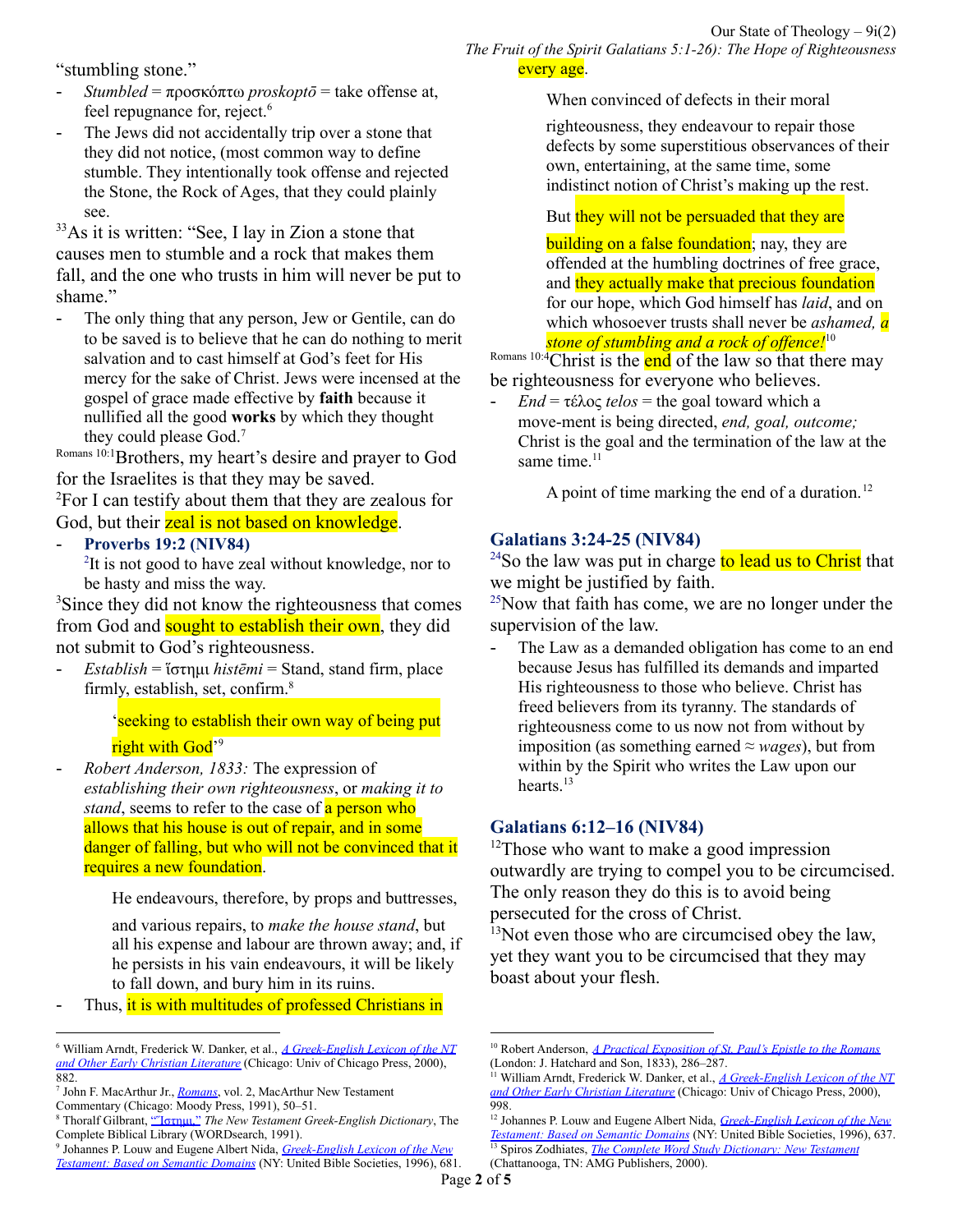"stumbling stone."

- *Stumbled* = προσκόπτω *proskoptō* = take offense at, feel repugnance for, reject.[6]
- The Jews did not accidentally trip over a stone that they did not notice, (most common way to define stumble. They intentionally took offense and rejected the Stone, the Rock of Ages, that they could plainly see.

[33]As it is written: "See, I lay in Zion a stone that causes men to stumble and a rock that makes them fall, and the one who trusts in him will never be put to shame."

- The only thing that any person, Jew or Gentile, can do to be saved is to believe that he can do nothing to merit salvation and to cast himself at God's feet for His mercy for the sake of Christ. Jews were incensed at the gospel of grace made effective by **faith** because it nullified all the good **works** by which they thought they could please God.[7]

[Romans 10:1]Brothers, my heart's desire and prayer to God for the Israelites is that they may be saved.

[2]For I can testify about them that they are zealous for God, but their zeal is not based on knowledge.

- **Proverbs 19:2 (NIV84)**
  [2]It is not good to have zeal without knowledge, nor to be hasty and miss the way.

[3]Since they did not know the righteousness that comes from God and sought to establish their own, they did not submit to God's righteousness.

- *Establish* = ἵστημι *histēmi* = Stand, stand firm, place firmly, establish, set, confirm.[8]

  'seeking to establish their own way of being put right with God'[9]

- *Robert Anderson, 1833:* The expression of *establishing their own righteousness*, or *making it to stand*, seems to refer to the case of a person who allows that his house is out of repair, and in some danger of falling, but who will not be convinced that it requires a new foundation.

  He endeavours, therefore, by props and buttresses, and various repairs, to *make the house stand*, but all his expense and labour are thrown away; and, if he persists in his vain endeavours, it will be likely to fall down, and bury him in its ruins.

- Thus, it is with multitudes of professed Christians in every age.

  When convinced of defects in their moral righteousness, they endeavour to repair those defects by some superstitious observances of their own, entertaining, at the same time, some indistinct notion of Christ's making up the rest.

  But they will not be persuaded that they are building on a false foundation; nay, they are offended at the humbling doctrines of free grace, and they actually make that precious foundation for our hope, which God himself has *laid*, and on which whosoever trusts shall never be *ashamed, a stone of stumbling and a rock of offence!*[10]

[Romans 10:4]Christ is the end of the law so that there may be righteousness for everyone who believes.

- *End* = τέλος *telos* = the goal toward which a move-ment is being directed, *end, goal, outcome;* Christ is the goal and the termination of the law at the same time.[11]

  A point of time marking the end of a duration.[12]

## Galatians 3:24-25 (NIV84)

[24]So the law was put in charge to lead us to Christ that we might be justified by faith.

[25]Now that faith has come, we are no longer under the supervision of the law.

- The Law as a demanded obligation has come to an end because Jesus has fulfilled its demands and imparted His righteousness to those who believe. Christ has freed believers from its tyranny. The standards of righteousness come to us now not from without by imposition (as something earned ≈ *wages*), but from within by the Spirit who writes the Law upon our hearts.[13]

## Galatians 6:12–16 (NIV84)

[12]Those who want to make a good impression outwardly are trying to compel you to be circumcised. The only reason they do this is to avoid being persecuted for the cross of Christ.

[13]Not even those who are circumcised obey the law, yet they want you to be circumcised that they may boast about your flesh.

---

[6] William Arndt, Frederick W. Danker, et al., *A Greek-English Lexicon of the NT and Other Early Christian Literature* (Chicago: Univ of Chicago Press, 2000), 882.

[7] John F. MacArthur Jr., *Romans*, vol. 2, MacArthur New Testament Commentary (Chicago: Moody Press, 1991), 50–51.

[8] Thoralf Gilbrant, "Ἵστημι," *The New Testament Greek-English Dictionary*, The Complete Biblical Library (WORDsearch, 1991).

[9] Johannes P. Louw and Eugene Albert Nida, *Greek-English Lexicon of the New Testament: Based on Semantic Domains* (NY: United Bible Societies, 1996), 681.

[10] Robert Anderson, *A Practical Exposition of St. Paul's Epistle to the Romans* (London: J. Hatchard and Son, 1833), 286–287.

[11] William Arndt, Frederick W. Danker, et al., *A Greek-English Lexicon of the NT and Other Early Christian Literature* (Chicago: Univ of Chicago Press, 2000), 998.

[12] Johannes P. Louw and Eugene Albert Nida, *Greek-English Lexicon of the New Testament: Based on Semantic Domains* (NY: United Bible Societies, 1996), 637.

[13] Spiros Zodhiates, *The Complete Word Study Dictionary: New Testament* (Chattanooga, TN: AMG Publishers, 2000).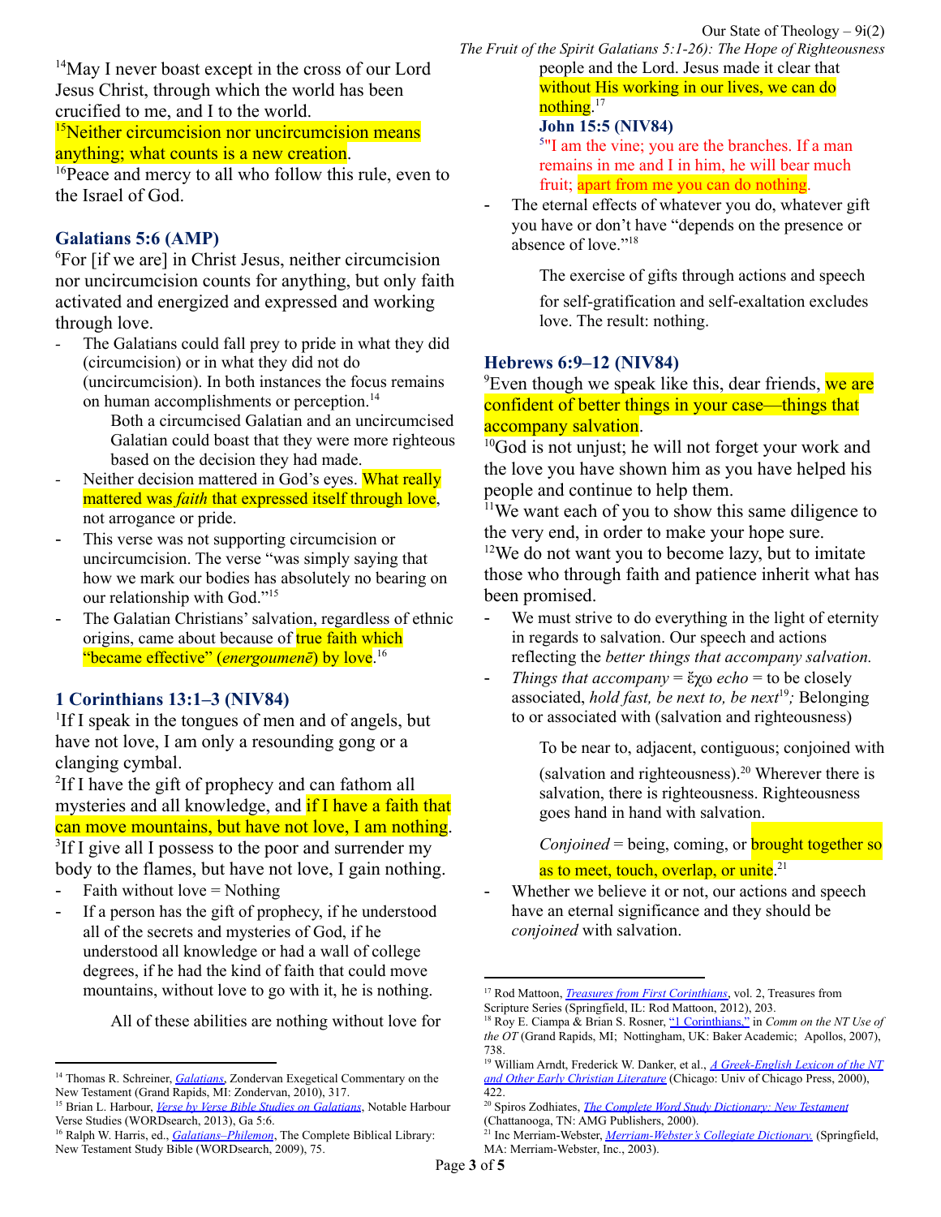[14]May I never boast except in the cross of our Lord Jesus Christ, through which the world has been crucified to me, and I to the world.
[15]Neither circumcision nor uncircumcision means anything; what counts is a new creation.
[16]Peace and mercy to all who follow this rule, even to the Israel of God.

### Galatians 5:6 (AMP)

[6]For [if we are] in Christ Jesus, neither circumcision nor uncircumcision counts for anything, but only faith activated and energized and expressed and working through love.

- The Galatians could fall prey to pride in what they did (circumcision) or in what they did not do (uncircumcision). In both instances the focus remains on human accomplishments or perception.[14]

  Both a circumcised Galatian and an uncircumcised Galatian could boast that they were more righteous based on the decision they had made.
- Neither decision mattered in God's eyes. What really mattered was *faith* that expressed itself through love, not arrogance or pride.
- This verse was not supporting circumcision or uncircumcision. The verse "was simply saying that how we mark our bodies has absolutely no bearing on our relationship with God."[15]
- The Galatian Christians' salvation, regardless of ethnic origins, came about because of true faith which "became effective" (*energoumenē*) by love.[16]

### 1 Corinthians 13:1–3 (NIV84)

[1]If I speak in the tongues of men and of angels, but have not love, I am only a resounding gong or a clanging cymbal.
[2]If I have the gift of prophecy and can fathom all mysteries and all knowledge, and if I have a faith that can move mountains, but have not love, I am nothing.
[3]If I give all I possess to the poor and surrender my body to the flames, but have not love, I gain nothing.

- Faith without love = Nothing
- If a person has the gift of prophecy, if he understood all of the secrets and mysteries of God, if he understood all knowledge or had a wall of college degrees, if he had the kind of faith that could move mountains, without love to go with it, he is nothing.

  All of these abilities are nothing without love for people and the Lord. Jesus made it clear that without His working in our lives, we can do nothing.[17]

  **John 15:5 (NIV84)**

  [5]"I am the vine; you are the branches. If a man remains in me and I in him, he will bear much fruit; apart from me you can do nothing.
- The eternal effects of whatever you do, whatever gift you have or don't have "depends on the presence or absence of love."[18]

  The exercise of gifts through actions and speech for self-gratification and self-exaltation excludes love. The result: nothing.

### Hebrews 6:9–12 (NIV84)

[9]Even though we speak like this, dear friends, we are confident of better things in your case—things that accompany salvation.
[10]God is not unjust; he will not forget your work and the love you have shown him as you have helped his people and continue to help them.
[11]We want each of you to show this same diligence to the very end, in order to make your hope sure.
[12]We do not want you to become lazy, but to imitate those who through faith and patience inherit what has been promised.

- We must strive to do everything in the light of eternity in regards to salvation. Our speech and actions reflecting the *better things that accompany salvation.*
- *Things that accompany* = ἔχω *echo* = to be closely associated, *hold fast, be next to, be next*[19]*;* Belonging to or associated with (salvation and righteousness)

  To be near to, adjacent, contiguous; conjoined with (salvation and righteousness).[20] Wherever there is salvation, there is righteousness. Righteousness goes hand in hand with salvation.

  *Conjoined* = being, coming, or brought together so as to meet, touch, overlap, or unite.[21]
- Whether we believe it or not, our actions and speech have an eternal significance and they should be *conjoined* with salvation.

---

[14] Thomas R. Schreiner, *Galatians*, Zondervan Exegetical Commentary on the New Testament (Grand Rapids, MI: Zondervan, 2010), 317.
[15] Brian L. Harbour, *Verse by Verse Bible Studies on Galatians*, Notable Harbour Verse Studies (WORDsearch, 2013), Ga 5:6.
[16] Ralph W. Harris, ed., *Galatians–Philemon*, The Complete Biblical Library: New Testament Study Bible (WORDsearch, 2009), 75.
[17] Rod Mattoon, *Treasures from First Corinthians*, vol. 2, Treasures from Scripture Series (Springfield, IL: Rod Mattoon, 2012), 203.
[18] Roy E. Ciampa & Brian S. Rosner, "1 Corinthians," in *Comm on the NT Use of the OT* (Grand Rapids, MI; Nottingham, UK: Baker Academic; Apollos, 2007), 738.
[19] William Arndt, Frederick W. Danker, et al., *A Greek-English Lexicon of the NT and Other Early Christian Literature* (Chicago: Univ of Chicago Press, 2000), 422.
[20] Spiros Zodhiates, *The Complete Word Study Dictionary: New Testament* (Chattanooga, TN: AMG Publishers, 2000).
[21] Inc Merriam-Webster, *Merriam-Webster's Collegiate Dictionary.* (Springfield, MA: Merriam-Webster, Inc., 2003).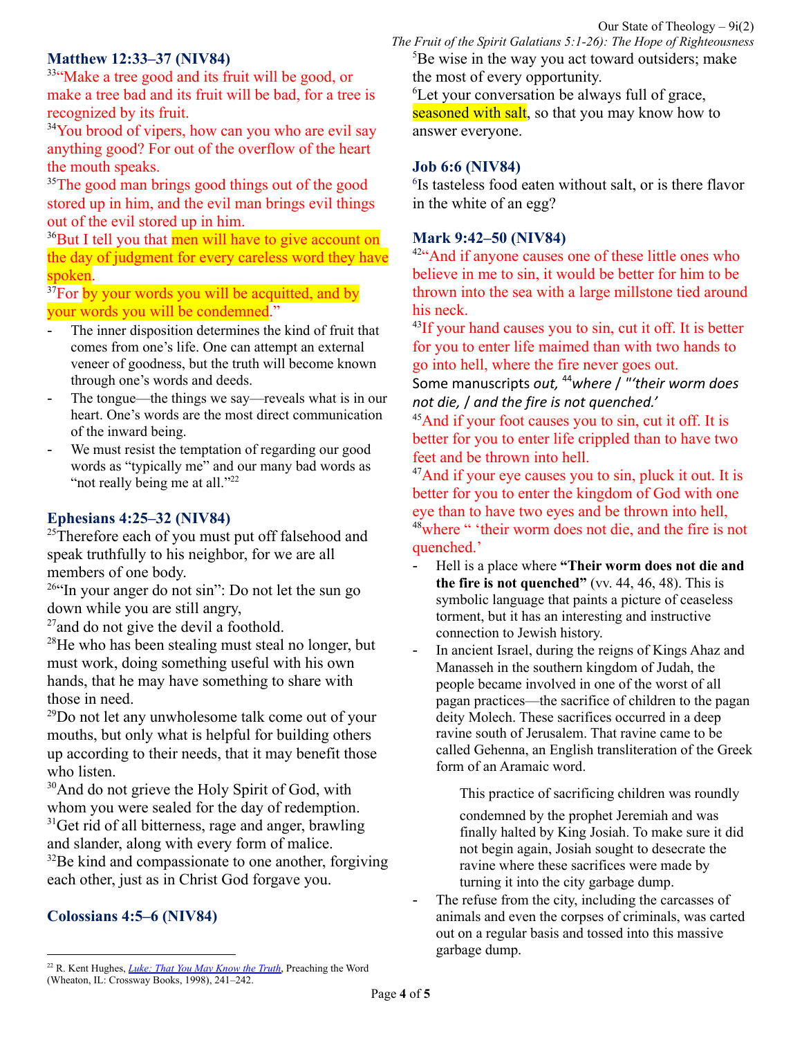### Matthew 12:33–37 (NIV84)

[33]"Make a tree good and its fruit will be good, or make a tree bad and its fruit will be bad, for a tree is recognized by its fruit.

[34]You brood of vipers, how can you who are evil say anything good? For out of the overflow of the heart the mouth speaks.

[35]The good man brings good things out of the good stored up in him, and the evil man brings evil things out of the evil stored up in him.

[36]But I tell you that men will have to give account on the day of judgment for every careless word they have spoken.

[37]For by your words you will be acquitted, and by your words you will be condemned."

- The inner disposition determines the kind of fruit that comes from one's life. One can attempt an external veneer of goodness, but the truth will become known through one's words and deeds.
- The tongue—the things we say—reveals what is in our heart. One's words are the most direct communication of the inward being.
- We must resist the temptation of regarding our good words as "typically me" and our many bad words as "not really being me at all."[22]

### Ephesians 4:25–32 (NIV84)

[25]Therefore each of you must put off falsehood and speak truthfully to his neighbor, for we are all members of one body.

[26]"In your anger do not sin": Do not let the sun go down while you are still angry,

[27]and do not give the devil a foothold.

[28]He who has been stealing must steal no longer, but must work, doing something useful with his own hands, that he may have something to share with those in need.

[29]Do not let any unwholesome talk come out of your mouths, but only what is helpful for building others up according to their needs, that it may benefit those who listen.

[30]And do not grieve the Holy Spirit of God, with whom you were sealed for the day of redemption.

[31]Get rid of all bitterness, rage and anger, brawling and slander, along with every form of malice.

[32]Be kind and compassionate to one another, forgiving each other, just as in Christ God forgave you.

### Colossians 4:5–6 (NIV84)

[5]Be wise in the way you act toward outsiders; make the most of every opportunity.

[6]Let your conversation be always full of grace, seasoned with salt, so that you may know how to answer everyone.

### Job 6:6 (NIV84)

[6]Is tasteless food eaten without salt, or is there flavor in the white of an egg?

### Mark 9:42–50 (NIV84)

[42]"And if anyone causes one of these little ones who believe in me to sin, it would be better for him to be thrown into the sea with a large millstone tied around his neck.

[43]If your hand causes you to sin, cut it off. It is better for you to enter life maimed than with two hands to go into hell, where the fire never goes out.

Some manuscripts *out,* [44]*where / "'their worm does not die, / and the fire is not quenched.'*

[45]And if your foot causes you to sin, cut it off. It is better for you to enter life crippled than to have two feet and be thrown into hell.

[47]And if your eye causes you to sin, pluck it out. It is better for you to enter the kingdom of God with one eye than to have two eyes and be thrown into hell, [48]where " 'their worm does not die, and the fire is not quenched.'

- Hell is a place where **"Their worm does not die and the fire is not quenched"** (vv. 44, 46, 48). This is symbolic language that paints a picture of ceaseless torment, but it has an interesting and instructive connection to Jewish history.
- In ancient Israel, during the reigns of Kings Ahaz and Manasseh in the southern kingdom of Judah, the people became involved in one of the worst of all pagan practices—the sacrifice of children to the pagan deity Molech. These sacrifices occurred in a deep ravine south of Jerusalem. That ravine came to be called Gehenna, an English transliteration of the Greek form of an Aramaic word.

  This practice of sacrificing children was roundly condemned by the prophet Jeremiah and was finally halted by King Josiah. To make sure it did not begin again, Josiah sought to desecrate the ravine where these sacrifices were made by turning it into the city garbage dump.
- The refuse from the city, including the carcasses of animals and even the corpses of criminals, was carted out on a regular basis and tossed into this massive garbage dump.

---

[22] R. Kent Hughes, *Luke: That You May Know the Truth*, Preaching the Word (Wheaton, IL: Crossway Books, 1998), 241–242.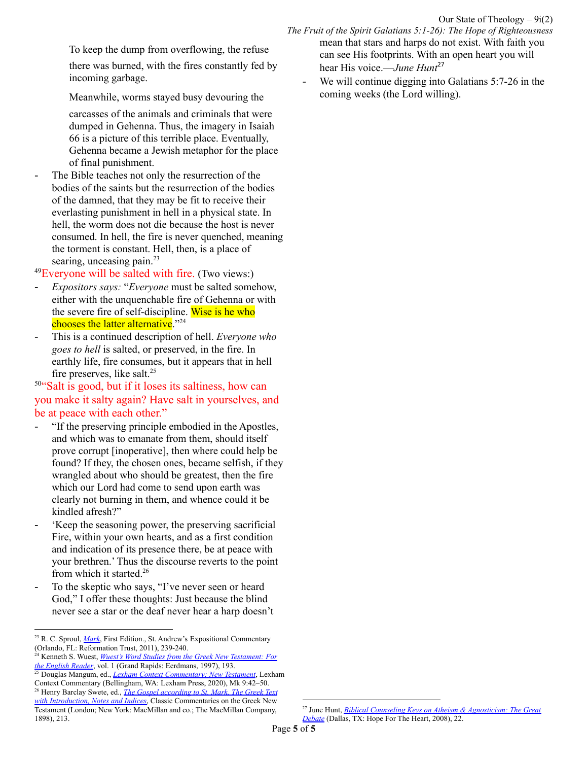To keep the dump from overflowing, the refuse there was burned, with the fires constantly fed by incoming garbage.

Meanwhile, worms stayed busy devouring the carcasses of the animals and criminals that were dumped in Gehenna. Thus, the imagery in Isaiah 66 is a picture of this terrible place. Eventually, Gehenna became a Jewish metaphor for the place of final punishment.

- The Bible teaches not only the resurrection of the bodies of the saints but the resurrection of the bodies of the damned, that they may be fit to receive their everlasting punishment in hell in a physical state. In hell, the worm does not die because the host is never consumed. In hell, the fire is never quenched, meaning the torment is constant. Hell, then, is a place of searing, unceasing pain.[23]

[49]Everyone will be salted with fire. (Two views:)

- *Expositors says:* "*Everyone* must be salted somehow, either with the unquenchable fire of Gehenna or with the severe fire of self-discipline. Wise is he who chooses the latter alternative."[24]
- This is a continued description of hell. *Everyone who goes to hell* is salted, or preserved, in the fire. In earthly life, fire consumes, but it appears that in hell fire preserves, like salt.[25]

[50]"Salt is good, but if it loses its saltiness, how can you make it salty again? Have salt in yourselves, and be at peace with each other."

- "If the preserving principle embodied in the Apostles, and which was to emanate from them, should itself prove corrupt [inoperative], then where could help be found? If they, the chosen ones, became selfish, if they wrangled about who should be greatest, then the fire which our Lord had come to send upon earth was clearly not burning in them, and whence could it be kindled afresh?"
- 'Keep the seasoning power, the preserving sacrificial Fire, within your own hearts, and as a first condition and indication of its presence there, be at peace with your brethren.' Thus the discourse reverts to the point from which it started.[26]
- To the skeptic who says, "I've never seen or heard God," I offer these thoughts: Just because the blind never see a star or the deaf never hear a harp doesn't mean that stars and harps do not exist. With faith you can see His footprints. With an open heart you will hear His voice.—*June Hunt*[27]
- We will continue digging into Galatians 5:7-26 in the coming weeks (the Lord willing).

---

[23] R. C. Sproul, *Mark*, First Edition., St. Andrew's Expositional Commentary (Orlando, FL: Reformation Trust, 2011), 239-240.

[24] Kenneth S. Wuest, *Wuest's Word Studies from the Greek New Testament: For the English Reader*, vol. 1 (Grand Rapids: Eerdmans, 1997), 193.

[25] Douglas Mangum, ed., *Lexham Context Commentary: New Testament*, Lexham Context Commentary (Bellingham, WA: Lexham Press, 2020), Mk 9:42–50.

[26] Henry Barclay Swete, ed., *The Gospel according to St. Mark, The Greek Text with Introduction, Notes and Indices*, Classic Commentaries on the Greek New Testament (London; New York: MacMillan and co.; The MacMillan Company, 1898), 213.

[27] June Hunt, *Biblical Counseling Keys on Atheism & Agnosticism: The Great Debate* (Dallas, TX: Hope For The Heart, 2008), 22.